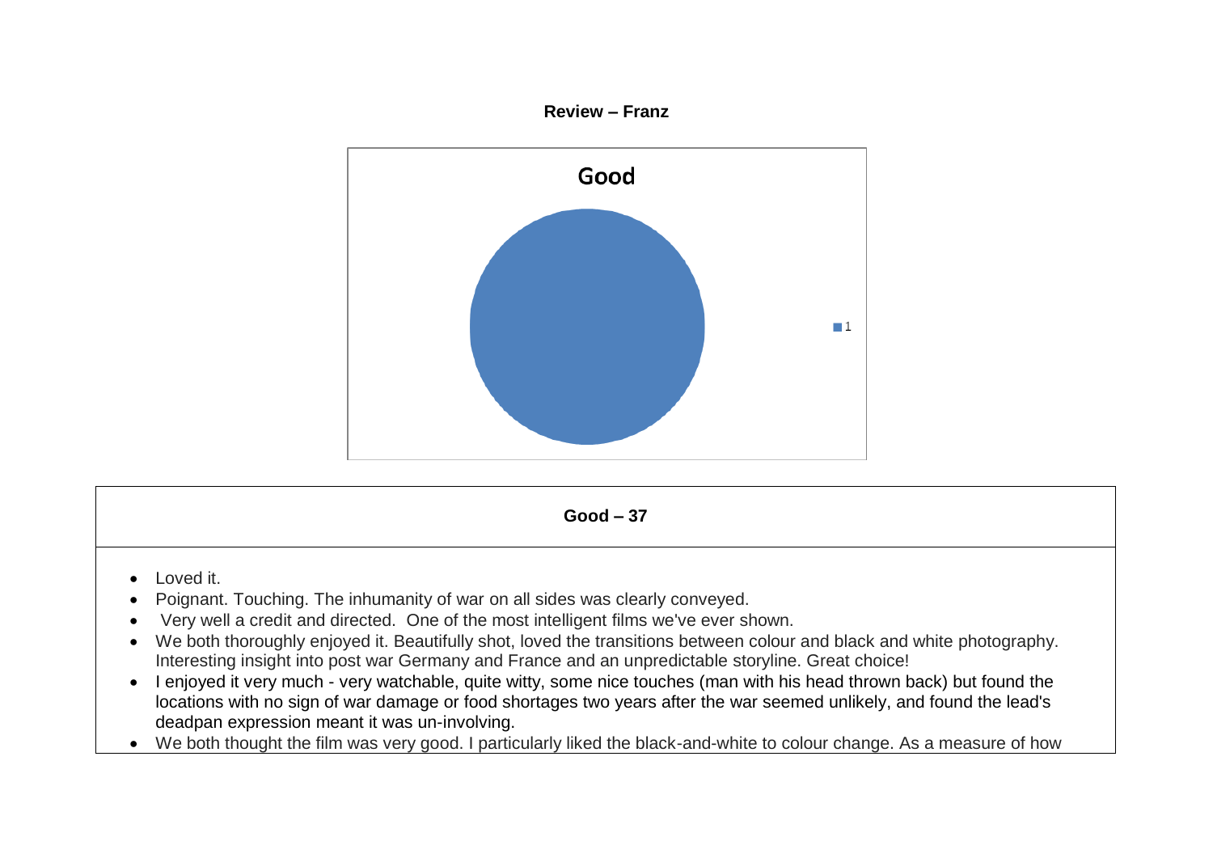**Review – Franz**

Good

1

**Good – 37**

- Loved it.
- Poignant. Touching. The inhumanity of war on all sides was clearly conveyed.
- Very well a credit and directed. One of the most intelligent films we've ever shown.
- We both thoroughly enjoyed it. Beautifully shot, loved the transitions between colour and black and white photography. Interesting insight into post war Germany and France and an unpredictable storyline. Great choice!
- I enjoyed it very much - very watchable, quite witty, some nice touches (man with his head thrown back) but found the locations with no sign of war damage or food shortages two years after the war seemed unlikely, and found the lead's deadpan expression meant it was un-involving.
- We both thought the film was very good. I particularly liked the black-and-white to colour change. As a measure of how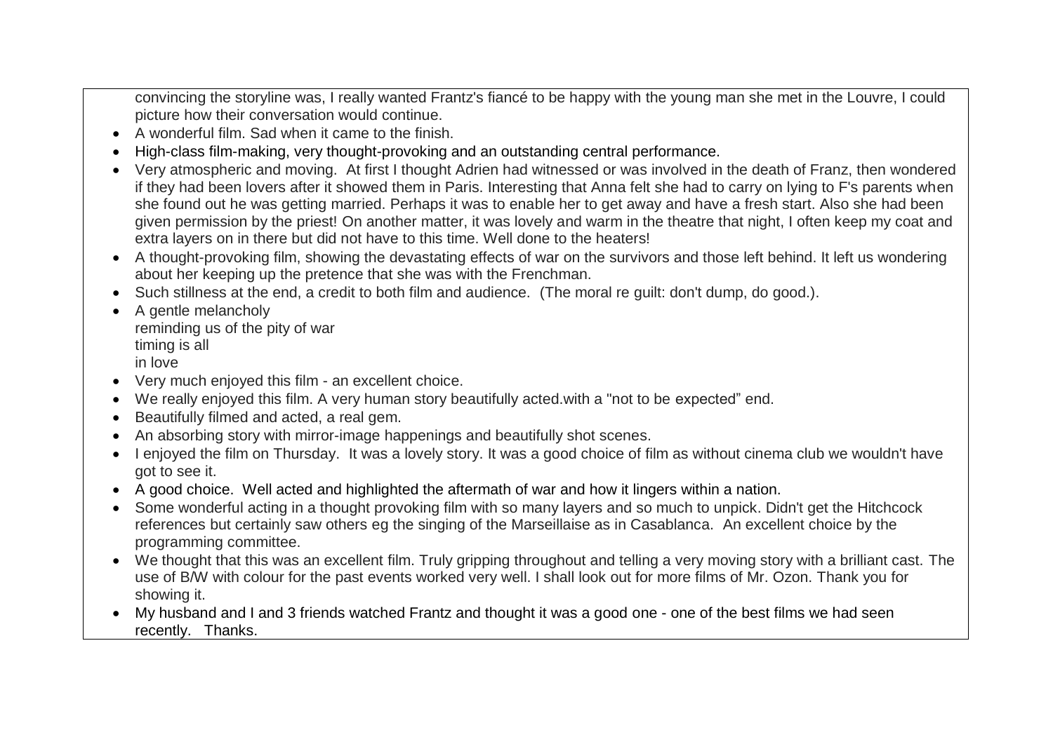convincing the storyline was, I really wanted Frantz's fiancé to be happy with the young man she met in the Louvre, I could picture how their conversation would continue.

- A wonderful film. Sad when it came to the finish.
- High-class film-making, very thought-provoking and an outstanding central performance.
- Very atmospheric and moving. At first I thought Adrien had witnessed or was involved in the death of Franz, then wondered if they had been lovers after it showed them in Paris. Interesting that Anna felt she had to carry on lying to F's parents when she found out he was getting married. Perhaps it was to enable her to get away and have a fresh start. Also she had been given permission by the priest! On another matter, it was lovely and warm in the theatre that night, I often keep my coat and extra layers on in there but did not have to this time. Well done to the heaters!
- A thought-provoking film, showing the devastating effects of war on the survivors and those left behind. It left us wondering about her keeping up the pretence that she was with the Frenchman.
- Such stillness at the end, a credit to both film and audience. (The moral re guilt: don't dump, do good.).
- A gentle melancholy  
  reminding us of the pity of war  
  timing is all  
  in love
- Very much enjoyed this film - an excellent choice.
- We really enjoyed this film. A very human story beautifully acted.with a "not to be expected" end.
- Beautifully filmed and acted, a real gem.
- An absorbing story with mirror-image happenings and beautifully shot scenes.
- I enjoyed the film on Thursday. It was a lovely story. It was a good choice of film as without cinema club we wouldn't have got to see it.
- A good choice. Well acted and highlighted the aftermath of war and how it lingers within a nation.
- Some wonderful acting in a thought provoking film with so many layers and so much to unpick. Didn't get the Hitchcock references but certainly saw others eg the singing of the Marseillaise as in Casablanca. An excellent choice by the programming committee.
- We thought that this was an excellent film. Truly gripping throughout and telling a very moving story with a brilliant cast. The use of B/W with colour for the past events worked very well. I shall look out for more films of Mr. Ozon. Thank you for showing it.
- My husband and I and 3 friends watched Frantz and thought it was a good one - one of the best films we had seen recently. Thanks.